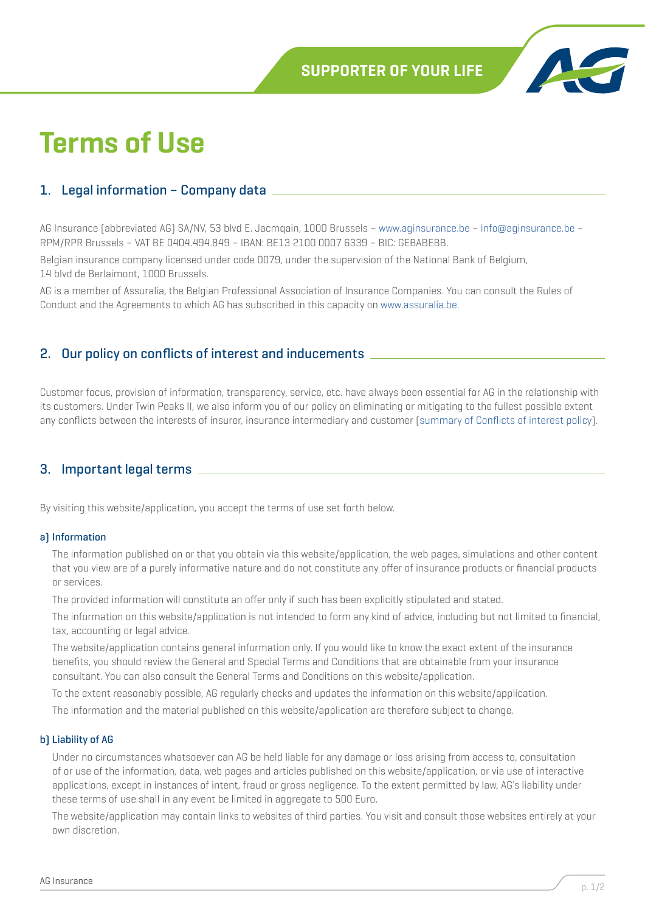# Terms of Use

## 1. Legal information – Company data

AG Insurance (abbreviated AG) SA/NV, 53 blvd E. Jacmqain, 1000 Brussels – www.aginsurance.be – info@aginsurance.be – RPM/RPR Brussels – VAT BE 0404.494.849 – IBAN: BE13 2100 0007 6339 – BIC: GEBABEBB.

Belgian insurance company licensed under code 0079, under the supervision of the National Bank of Belgium, 14 blvd de Berlaimont, 1000 Brussels.

AG is a member of Assuralia, the Belgian Professional Association of Insurance Companies. You can consult the Rules of Conduct and the Agreements to which AG has subscribed in this capacity on www.assuralia.be.

## 2. Our policy on conflicts of interest and inducements

Customer focus, provision of information, transparency, service, etc. have always been essential for AG in the relationship with its customers. Under Twin Peaks II, we also inform you of our policy on eliminating or mitigating to the fullest possible extent any conflicts between the interests of insurer, insurance intermediary and customer (summary of Conflicts of interest policy).

## 3. Important legal terms

By visiting this website/application, you accept the terms of use set forth below.

#### a) Information

The information published on or that you obtain via this website/application, the web pages, simulations and other content that you view are of a purely informative nature and do not constitute any offer of insurance products or financial products or services.

The provided information will constitute an offer only if such has been explicitly stipulated and stated.

The information on this website/application is not intended to form any kind of advice, including but not limited to financial, tax, accounting or legal advice.

The website/application contains general information only. If you would like to know the exact extent of the insurance benefits, you should review the General and Special Terms and Conditions that are obtainable from your insurance consultant. You can also consult the General Terms and Conditions on this website/application.

To the extent reasonably possible, AG regularly checks and updates the information on this website/application.

The information and the material published on this website/application are therefore subject to change.

#### b) Liability of AG

Under no circumstances whatsoever can AG be held liable for any damage or loss arising from access to, consultation of or use of the information, data, web pages and articles published on this website/application, or via use of interactive applications, except in instances of intent, fraud or gross negligence. To the extent permitted by law, AG's liability under these terms of use shall in any event be limited in aggregate to 500 Euro.

The website/application may contain links to websites of third parties. You visit and consult those websites entirely at your own discretion.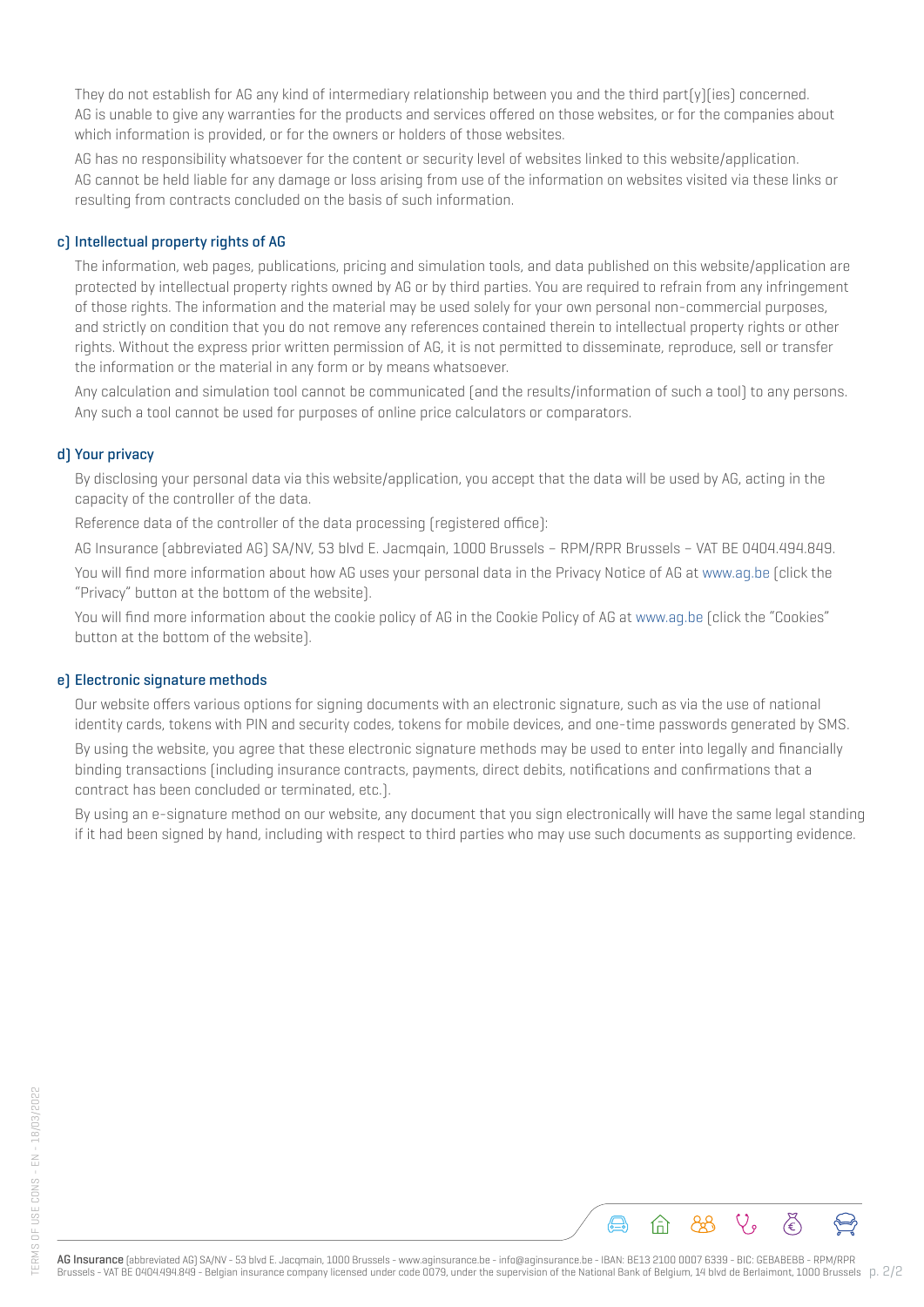They do not establish for AG any kind of intermediary relationship between you and the third part(y)(ies) concerned. AG is unable to give any warranties for the products and services offered on those websites, or for the companies about which information is provided, or for the owners or holders of those websites.

AG has no responsibility whatsoever for the content or security level of websites linked to this website/application. AG cannot be held liable for any damage or loss arising from use of the information on websites visited via these links or resulting from contracts concluded on the basis of such information.

### c) Intellectual property rights of AG

The information, web pages, publications, pricing and simulation tools, and data published on this website/application are protected by intellectual property rights owned by AG or by third parties. You are required to refrain from any infringement of those rights. The information and the material may be used solely for your own personal non-commercial purposes, and strictly on condition that you do not remove any references contained therein to intellectual property rights or other rights. Without the express prior written permission of AG, it is not permitted to disseminate, reproduce, sell or transfer the information or the material in any form or by means whatsoever.

Any calculation and simulation tool cannot be communicated (and the results/information of such a tool) to any persons. Any such a tool cannot be used for purposes of online price calculators or comparators.

### d) Your privacy

By disclosing your personal data via this website/application, you accept that the data will be used by AG, acting in the capacity of the controller of the data.

Reference data of the controller of the data processing (registered office):

AG Insurance (abbreviated AG) SA/NV, 53 blvd E. Jacmqain, 1000 Brussels – RPM/RPR Brussels – VAT BE 0404.494.849.

You will find more information about how AG uses your personal data in the Privacy Notice of AG at www.ag.be (click the "Privacy" button at the bottom of the website).

You will find more information about the cookie policy of AG in the Cookie Policy of AG at www.ag.be (click the "Cookies" button at the bottom of the website).

### e) Electronic signature methods

Our website offers various options for signing documents with an electronic signature, such as via the use of national identity cards, tokens with PIN and security codes, tokens for mobile devices, and one-time passwords generated by SMS.

By using the website, you agree that these electronic signature methods may be used to enter into legally and financially binding transactions (including insurance contracts, payments, direct debits, notifications and confirmations that a contract has been concluded or terminated, etc.).

By using an e-signature method on our website, any document that you sign electronically will have the same legal standing if it had been signed by hand, including with respect to third parties who may use such documents as supporting evidence.